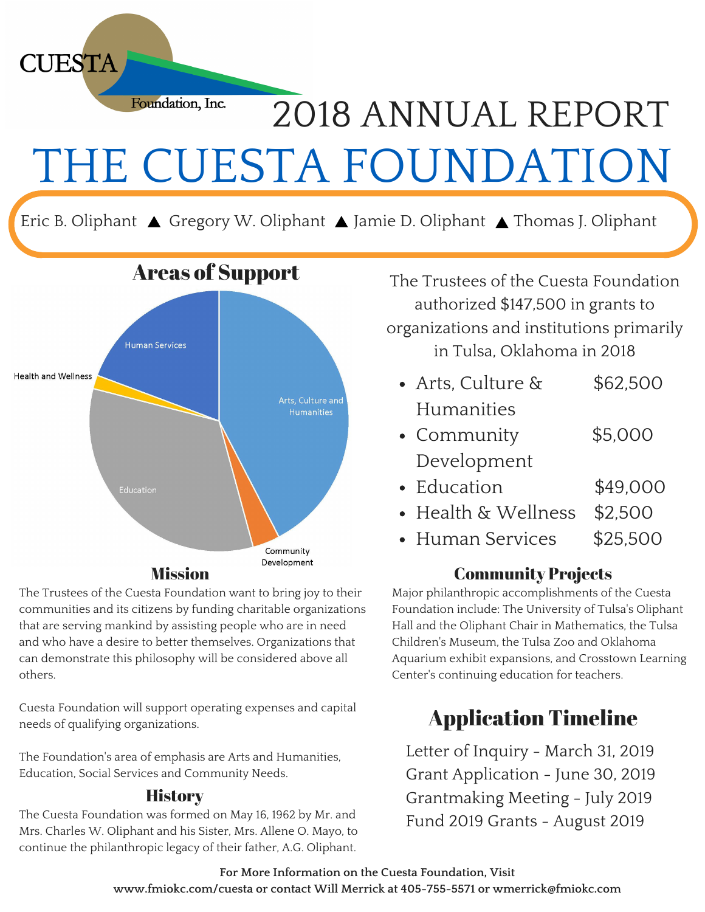CUESTA

Foundation, Inc.

# 2018 ANNUAL REPORT

# THE CUESTA FOUNDATION

Eric B. Oliphant ▲ Gregory W. Oliphant ▲ Jamie D. Oliphant ▲ Thomas J. Oliphant

## Areas of Support

Human Services

Health and Wellness

Arts, Culture and Humanities

Education

Community Development

The Trustees of the Cuesta Foundation authorized $147,500 in grants to organizations and institutions primarily in Tulsa, Oklahoma in 2018

- Arts, Culture & Humanities $62,500
- Community Development $5,000
- Education $49,000
- Health & Wellness $2,500
- Human Services $25,500

## Mission

The Trustees of the Cuesta Foundation want to bring joy to their communities and its citizens by funding charitable organizations that are serving mankind by assisting people who are in need and who have a desire to better themselves. Organizations that can demonstrate this philosophy will be considered above all others.

Cuesta Foundation will support operating expenses and capital needs of qualifying organizations.

The Foundation's area of emphasis are Arts and Humanities, Education, Social Services and Community Needs.

## History

The Cuesta Foundation was formed on May 16, 1962 by Mr. and Mrs. Charles W. Oliphant and his Sister, Mrs. Allene O. Mayo, to continue the philanthropic legacy of their father, A.G. Oliphant.

## Community Projects

Major philanthropic accomplishments of the Cuesta Foundation include: The University of Tulsa's Oliphant Hall and the Oliphant Chair in Mathematics, the Tulsa Children's Museum, the Tulsa Zoo and Oklahoma Aquarium exhibit expansions, and Crosstown Learning Center's continuing education for teachers.

## Application Timeline

Letter of Inquiry - March 31, 2019

Grant Application - June 30, 2019

Grantmaking Meeting - July 2019

Fund 2019 Grants - August 2019

**For More Information on the Cuesta Foundation, Visit www.fmiokc.com/cuesta or contact Will Merrick at 405-755-5571 or wmerrick@fmiokc.com**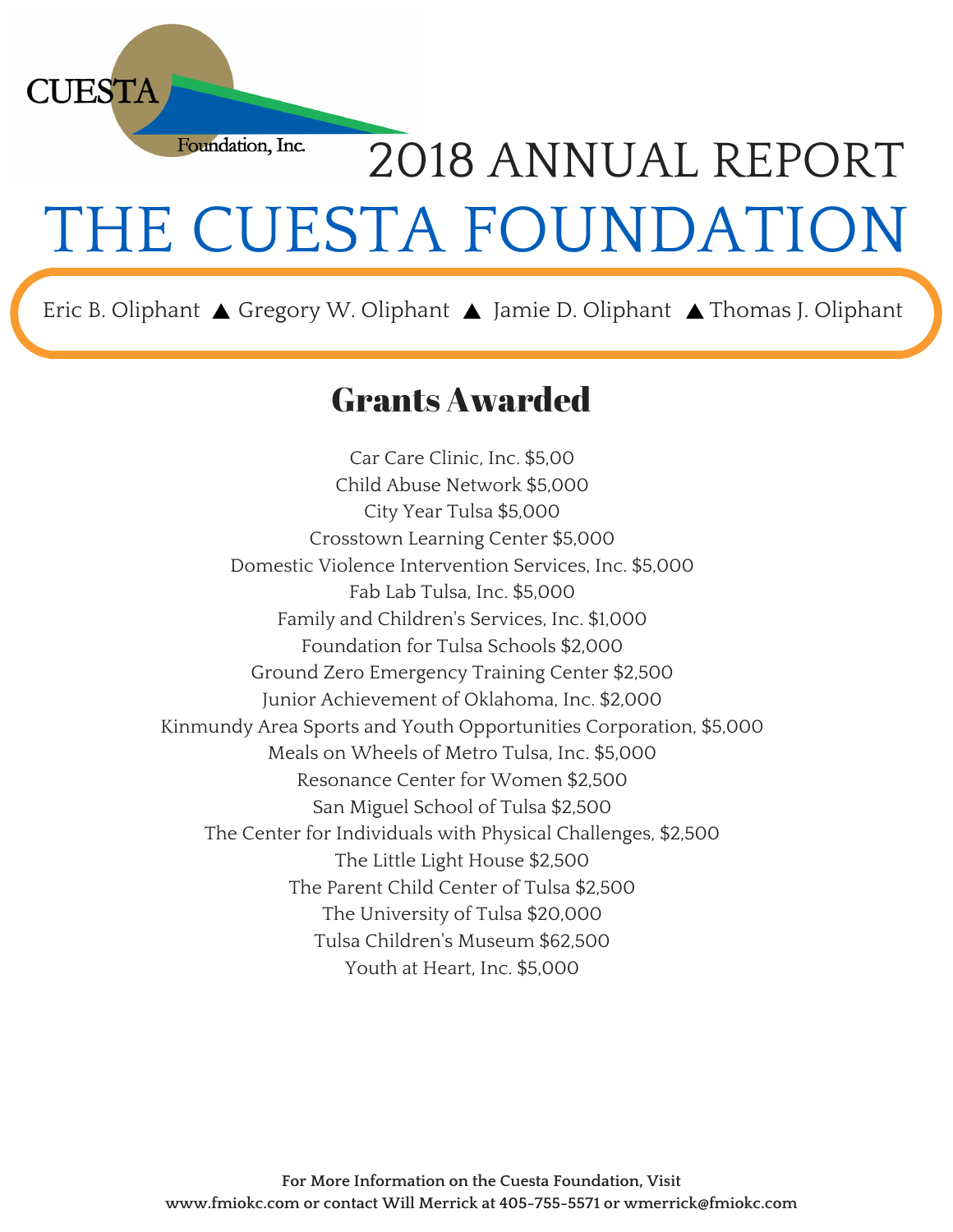CUESTA

Foundation, Inc.

2018 ANNUAL REPORT

# THE CUESTA FOUNDATION

Eric B. Oliphant ▲ Gregory W. Oliphant ▲ Jamie D. Oliphant ▲ Thomas J. Oliphant

## Grants Awarded

Car Care Clinic, Inc. $5,00
Child Abuse Network $5,000
City Year Tulsa $5,000
Crosstown Learning Center $5,000
Domestic Violence Intervention Services, Inc. $5,000
Fab Lab Tulsa, Inc. $5,000
Family and Children's Services, Inc. $1,000
Foundation for Tulsa Schools $2,000
Ground Zero Emergency Training Center $2,500
Junior Achievement of Oklahoma, Inc. $2,000
Kinmundy Area Sports and Youth Opportunities Corporation, $5,000
Meals on Wheels of Metro Tulsa, Inc. $5,000
Resonance Center for Women $2,500
San Miguel School of Tulsa $2,500
The Center for Individuals with Physical Challenges, $2,500
The Little Light House $2,500
The Parent Child Center of Tulsa $2,500
The University of Tulsa $20,000
Tulsa Children's Museum $62,500
Youth at Heart, Inc. $5,000

**For More Information on the Cuesta Foundation, Visit**
**www.fmiokc.com or contact Will Merrick at 405-755-5571 or wmerrick@fmiokc.com**